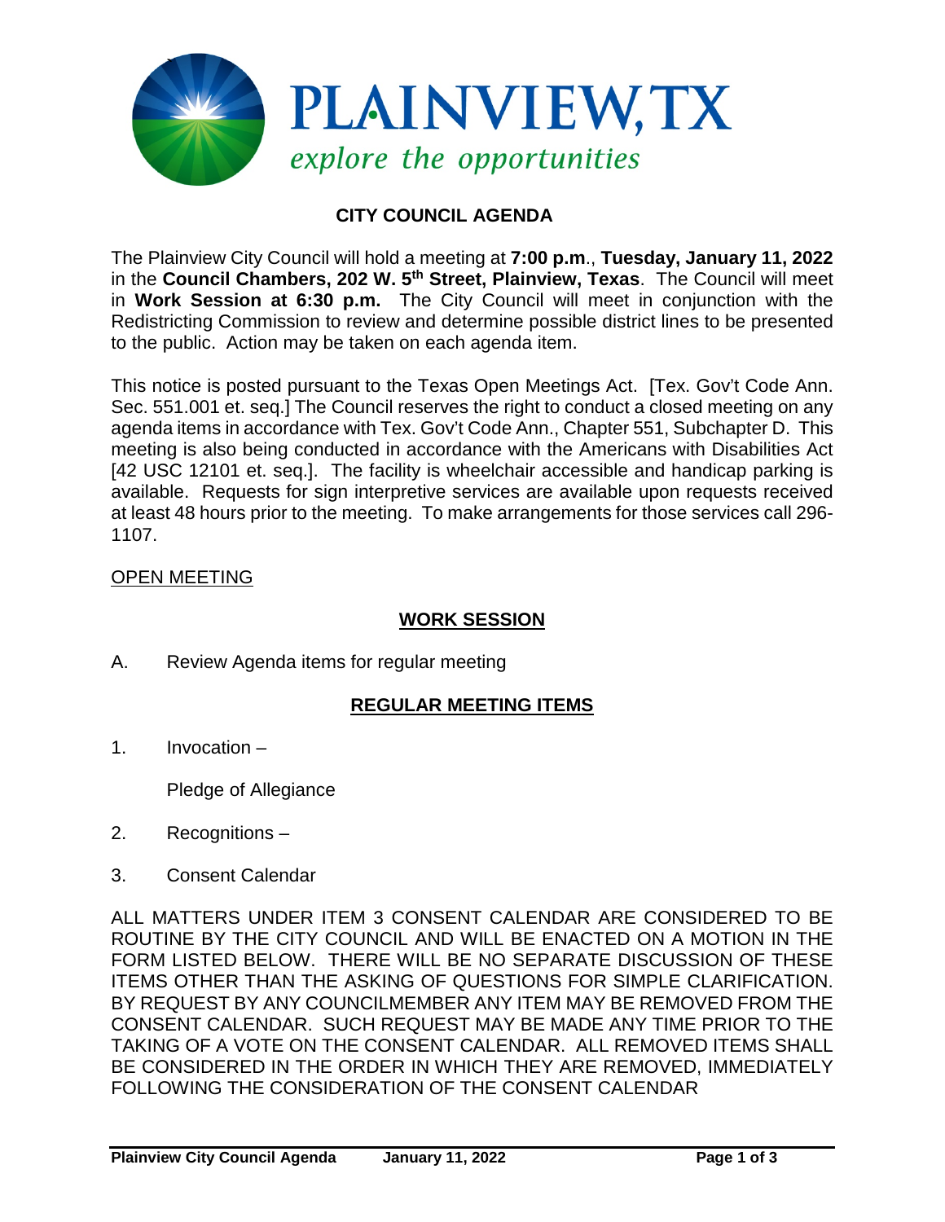**PLAINVIEW, TX**

*explore the opportunities*

# CITY COUNCIL AGENDA

The Plainview City Council will hold a meeting at **7:00 p.m**., **Tuesday, January 11, 2022** in the **Council Chambers, 202 W. 5th Street, Plainview, Texas**. The Council will meet in **Work Session at 6:30 p.m.** The City Council will meet in conjunction with the Redistricting Commission to review and determine possible district lines to be presented to the public. Action may be taken on each agenda item.

This notice is posted pursuant to the Texas Open Meetings Act. [Tex. Gov't Code Ann. Sec. 551.001 et. seq.] The Council reserves the right to conduct a closed meeting on any agenda items in accordance with Tex. Gov't Code Ann., Chapter 551, Subchapter D. This meeting is also being conducted in accordance with the Americans with Disabilities Act [42 USC 12101 et. seq.]. The facility is wheelchair accessible and handicap parking is available. Requests for sign interpretive services are available upon requests received at least 48 hours prior to the meeting. To make arrangements for those services call 296-1107.

OPEN MEETING

## WORK SESSION

A. Review Agenda items for regular meeting

## REGULAR MEETING ITEMS

1. Invocation –

   Pledge of Allegiance

2. Recognitions –

3. Consent Calendar

ALL MATTERS UNDER ITEM 3 CONSENT CALENDAR ARE CONSIDERED TO BE ROUTINE BY THE CITY COUNCIL AND WILL BE ENACTED ON A MOTION IN THE FORM LISTED BELOW. THERE WILL BE NO SEPARATE DISCUSSION OF THESE ITEMS OTHER THAN THE ASKING OF QUESTIONS FOR SIMPLE CLARIFICATION. BY REQUEST BY ANY COUNCILMEMBER ANY ITEM MAY BE REMOVED FROM THE CONSENT CALENDAR. SUCH REQUEST MAY BE MADE ANY TIME PRIOR TO THE TAKING OF A VOTE ON THE CONSENT CALENDAR. ALL REMOVED ITEMS SHALL BE CONSIDERED IN THE ORDER IN WHICH THEY ARE REMOVED, IMMEDIATELY FOLLOWING THE CONSIDERATION OF THE CONSENT CALENDAR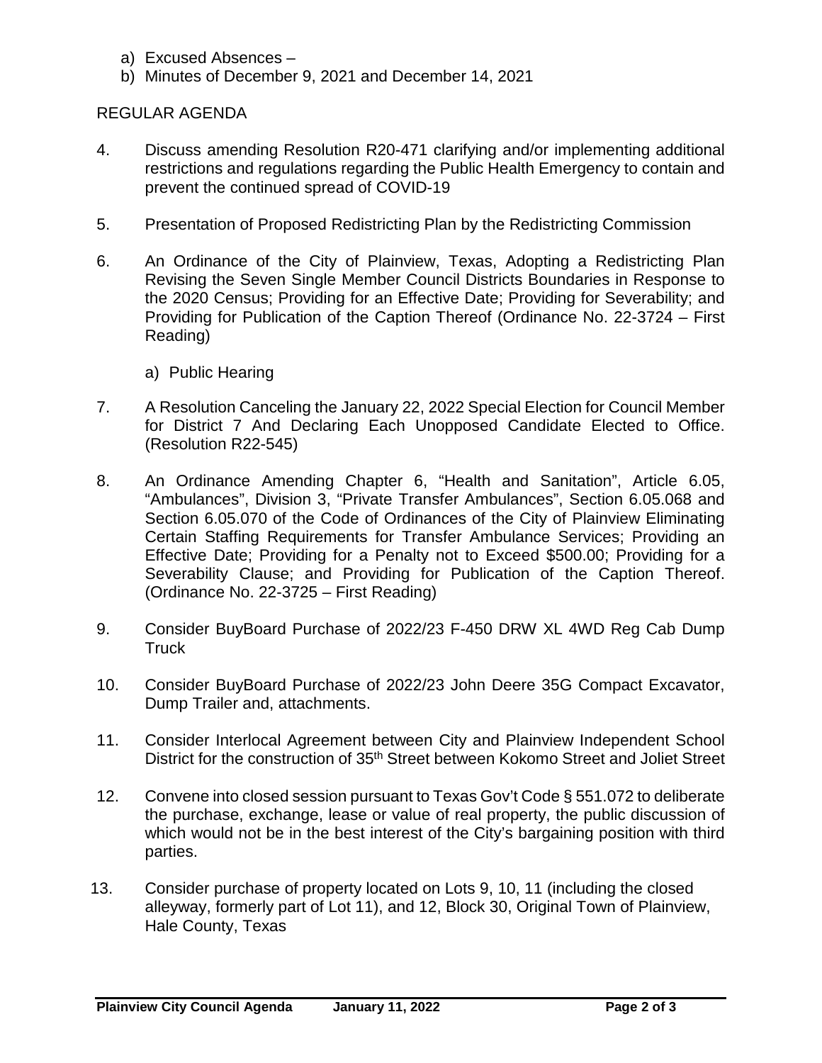a) Excused Absences –
b) Minutes of December 9, 2021 and December 14, 2021

REGULAR AGENDA

4. Discuss amending Resolution R20-471 clarifying and/or implementing additional restrictions and regulations regarding the Public Health Emergency to contain and prevent the continued spread of COVID-19

5. Presentation of Proposed Redistricting Plan by the Redistricting Commission

6. An Ordinance of the City of Plainview, Texas, Adopting a Redistricting Plan Revising the Seven Single Member Council Districts Boundaries in Response to the 2020 Census; Providing for an Effective Date; Providing for Severability; and Providing for Publication of the Caption Thereof (Ordinance No. 22-3724 – First Reading)

   a) Public Hearing

7. A Resolution Canceling the January 22, 2022 Special Election for Council Member for District 7 And Declaring Each Unopposed Candidate Elected to Office. (Resolution R22-545)

8. An Ordinance Amending Chapter 6, "Health and Sanitation", Article 6.05, "Ambulances", Division 3, "Private Transfer Ambulances", Section 6.05.068 and Section 6.05.070 of the Code of Ordinances of the City of Plainview Eliminating Certain Staffing Requirements for Transfer Ambulance Services; Providing an Effective Date; Providing for a Penalty not to Exceed $500.00; Providing for a Severability Clause; and Providing for Publication of the Caption Thereof. (Ordinance No. 22-3725 – First Reading)

9. Consider BuyBoard Purchase of 2022/23 F-450 DRW XL 4WD Reg Cab Dump Truck

10. Consider BuyBoard Purchase of 2022/23 John Deere 35G Compact Excavator, Dump Trailer and, attachments.

11. Consider Interlocal Agreement between City and Plainview Independent School District for the construction of 35th Street between Kokomo Street and Joliet Street

12. Convene into closed session pursuant to Texas Gov't Code § 551.072 to deliberate the purchase, exchange, lease or value of real property, the public discussion of which would not be in the best interest of the City's bargaining position with third parties.

13. Consider purchase of property located on Lots 9, 10, 11 (including the closed alleyway, formerly part of Lot 11), and 12, Block 30, Original Town of Plainview, Hale County, Texas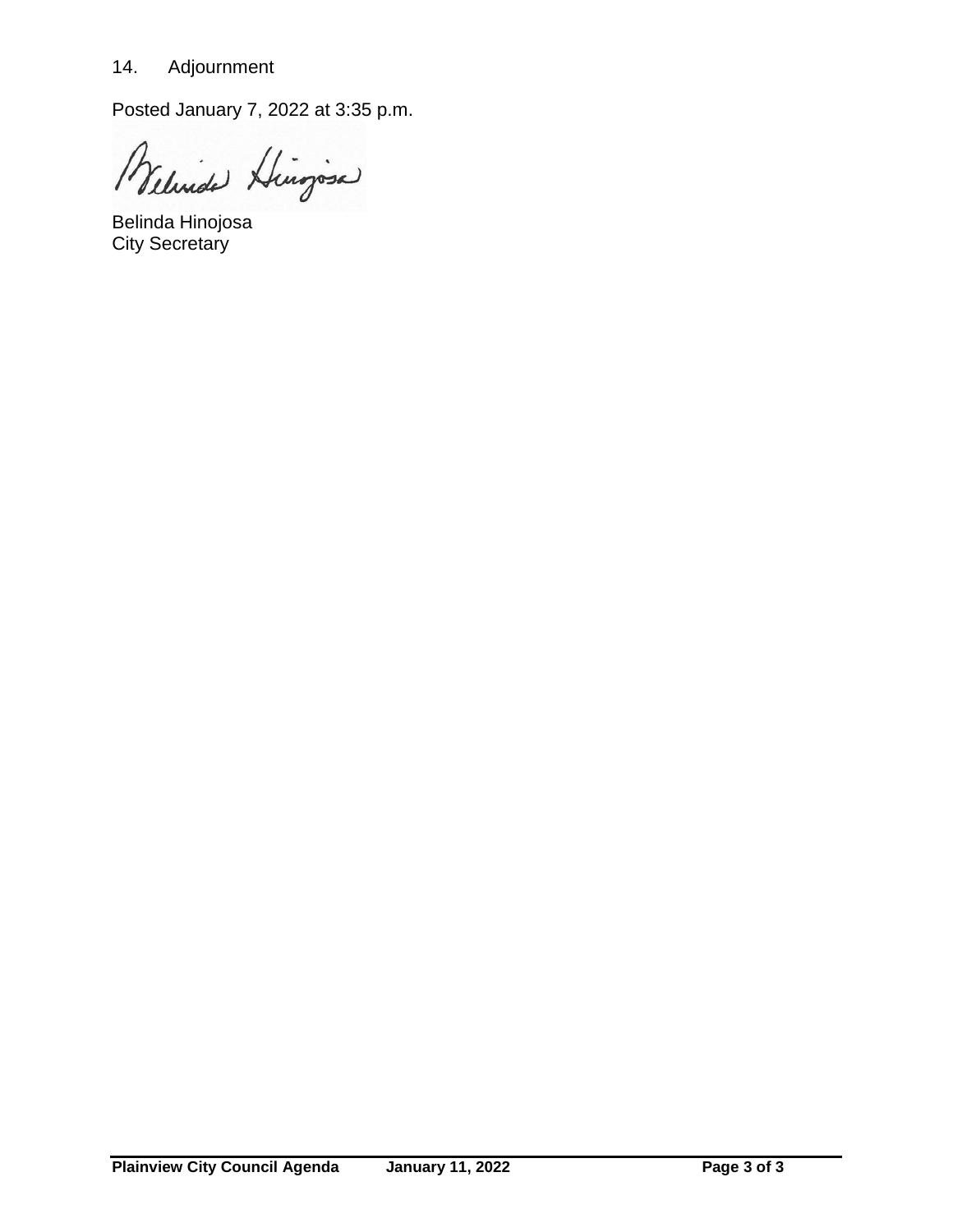14. Adjournment

Posted January 7, 2022 at 3:35 p.m.

Belinda Hinojosa
City Secretary